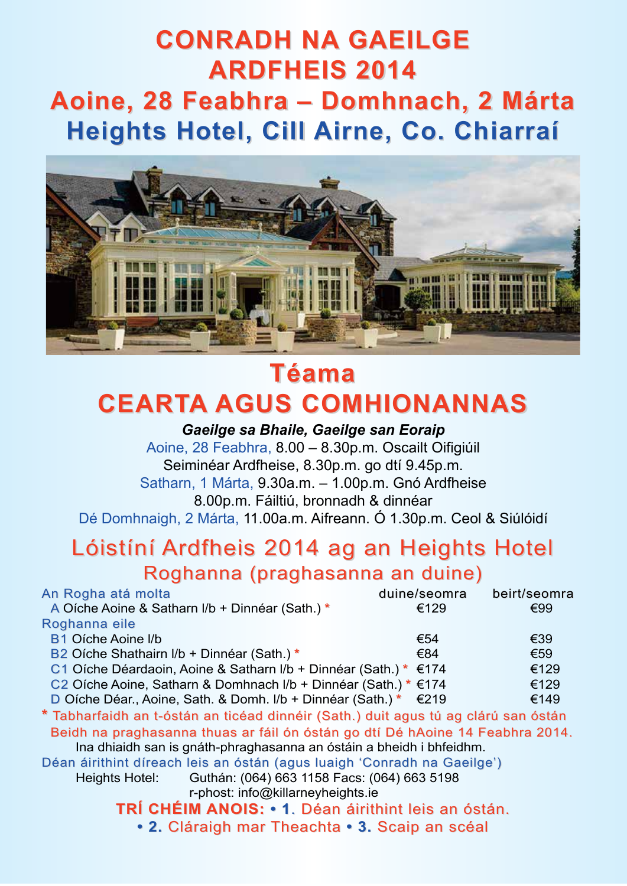# CONRADH NA GAEILGE
# ARDFHEIS 2014
## Aoine, 28 Feabhra – Domhnach, 2 Márta
## Heights Hotel, Cill Airne, Co. Chiarraí

## Téama
# CEARTA AGUS COMHIONANNAS

***Gaeilge sa Bhaile, Gaeilge san Eoraip***

Aoine, 28 Feabhra, 8.00 – 8.30p.m. Oscailt Oifigiúil
Seiminéar Ardfheise, 8.30p.m. go dtí 9.45p.m.
Satharn, 1 Márta, 9.30a.m. – 1.00p.m. Gnó Ardfheise
8.00p.m. Fáiltiú, bronnadh & dinnéar
Dé Domhnaigh, 2 Márta, 11.00a.m. Aifreann. Ó 1.30p.m. Ceol & Siúlóidí

## Lóistíní Ardfheis 2014 ag an Heights Hotel
### Roghanna (praghasanna an duine)

| An Rogha atá molta | duine/seomra | beirt/seomra |
|---|---|---|
| A Oíche Aoine & Satharn l/b + Dinnéar (Sath.) * | €129 | €99 |
| **Roghanna eile** | | |
| B1 Oíche Aoine l/b | €54 | €39 |
| B2 Oíche Shathairn l/b + Dinnéar (Sath.) * | €84 | €59 |
| C1 Oíche Déardaoin, Aoine & Satharn l/b + Dinnéar (Sath.) * | €174 | €129 |
| C2 Oíche Aoine, Satharn & Domhnach l/b + Dinnéar (Sath.) * | €174 | €129 |
| D Oíche Déar., Aoine, Sath. & Domh. l/b + Dinnéar (Sath.) * | €219 | €149 |

\* Tabharfaidh an t-óstán an ticéad dinnéir (Sath.) duit agus tú ag clárú san óstán
Beidh na praghasanna thuas ar fáil ón óstán go dtí Dé hAoine 14 Feabhra 2014.
Ina dhiaidh san is gnáth-phraghasanna an óstáin a bheidh i bhfeidhm.

Déan áirithint díreach leis an óstán (agus luaigh 'Conradh na Gaeilge')

Heights Hotel: Guthán: (064) 663 1158 Facs: (064) 663 5198
r-phost: info@killarneyheights.ie

**TRÍ CHÉIM ANOIS: • 1. Déan áirithint leis an óstán.**
**• 2. Cláraigh mar Theachta • 3. Scaip an scéal**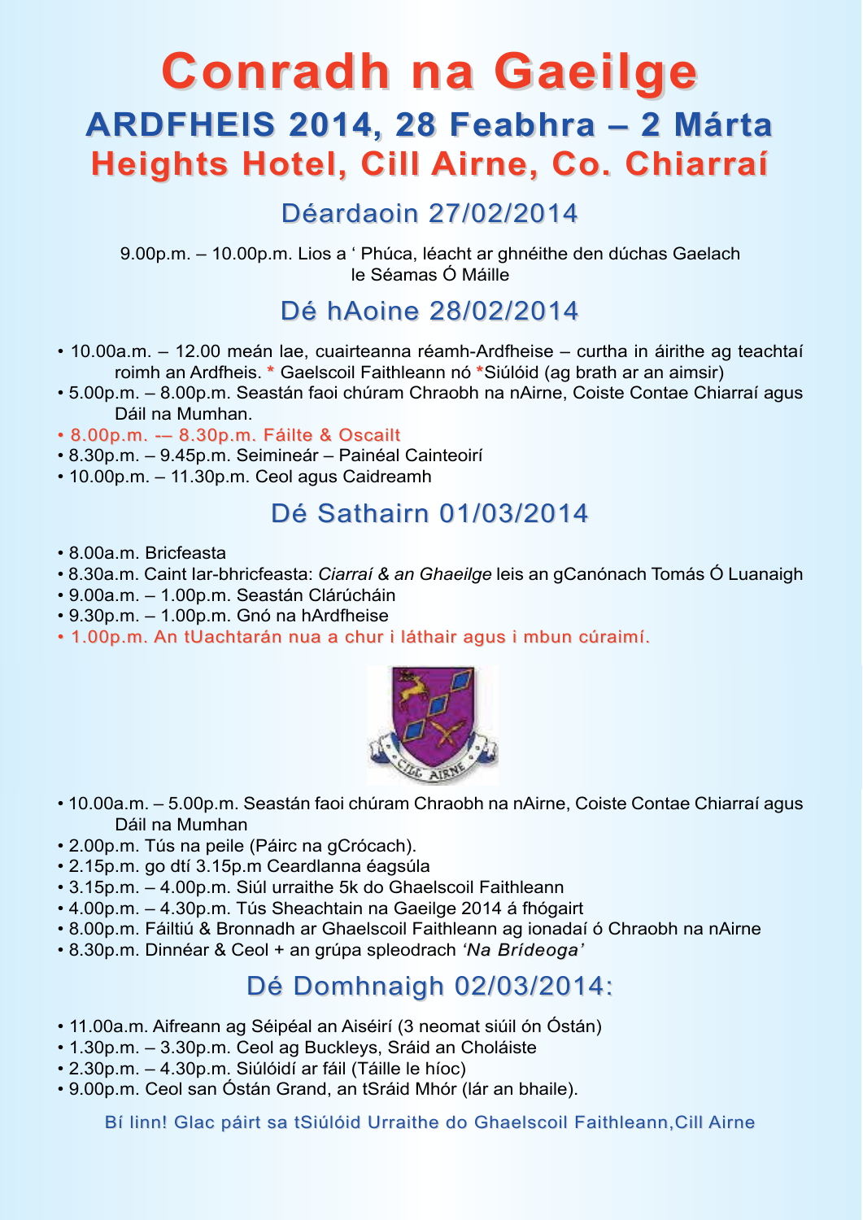# Conradh na Gaeilge

## ARDFHEIS 2014, 28 Feabhra – 2 Márta

## Heights Hotel, Cill Airne, Co. Chiarraí

### Déardaoin 27/02/2014

9.00p.m. – 10.00p.m. Lios a ' Phúca, léacht ar ghnéithe den dúchas Gaelach le Séamas Ó Máille

### Dé hAoine 28/02/2014

- 10.00a.m. – 12.00 meán lae, cuairteanna réamh-Ardfheise – curtha in áirithe ag teachtaí roimh an Ardfheis. * Gaelscoil Faithleann nó *Siúlóid (ag brath ar an aimsir)
- 5.00p.m. – 8.00p.m. Seastán faoi chúram Chraobh na nAirne, Coiste Contae Chiarraí agus Dáil na Mumhan.
- 8.00p.m. -– 8.30p.m. Fáilte & Oscailt
- 8.30p.m. – 9.45p.m. Seimineár – Painéal Cainteoirí
- 10.00p.m. – 11.30p.m. Ceol agus Caidreamh

### Dé Sathairn 01/03/2014

- 8.00a.m. Bricfeasta
- 8.30a.m. Caint Iar-bhricfeasta: *Ciarraí & an Ghaeilge* leis an gCanónach Tomás Ó Luanaigh
- 9.00a.m. – 1.00p.m. Seastán Clárúcháin
- 9.30p.m. – 1.00p.m. Gnó na hArdfheise
- 1.00p.m. An tUachtarán nua a chur i láthair agus i mbun cúraimí.

CILL AIRNE

- 10.00a.m. – 5.00p.m. Seastán faoi chúram Chraobh na nAirne, Coiste Contae Chiarraí agus Dáil na Mumhan
- 2.00p.m. Tús na peile (Páirc na gCrócach).
- 2.15p.m. go dtí 3.15p.m Ceardlanna éagsúla
- 3.15p.m. – 4.00p.m. Siúl urraithe 5k do Ghaelscoil Faithleann
- 4.00p.m. – 4.30p.m. Tús Sheachtain na Gaeilge 2014 á fhógairt
- 8.00p.m. Fáiltiú & Bronnadh ar Ghaelscoil Faithleann ag ionadaí ó Chraobh na nAirne
- 8.30p.m. Dinnéar & Ceol + an grúpa spleodrach *'Na Brídeoga'*

### Dé Domhnaigh 02/03/2014:

- 11.00a.m. Aifreann ag Séipéal an Aiséirí (3 neomat siúil ón Óstán)
- 1.30p.m. – 3.30p.m. Ceol ag Buckleys, Sráid an Choláiste
- 2.30p.m. – 4.30p.m. Siúlóidí ar fáil (Táille le híoc)
- 9.00p.m. Ceol san Óstán Grand, an tSráid Mhór (lár an bhaile).

Bí linn! Glac páirt sa tSiúlóid Urraithe do Ghaelscoil Faithleann,Cill Airne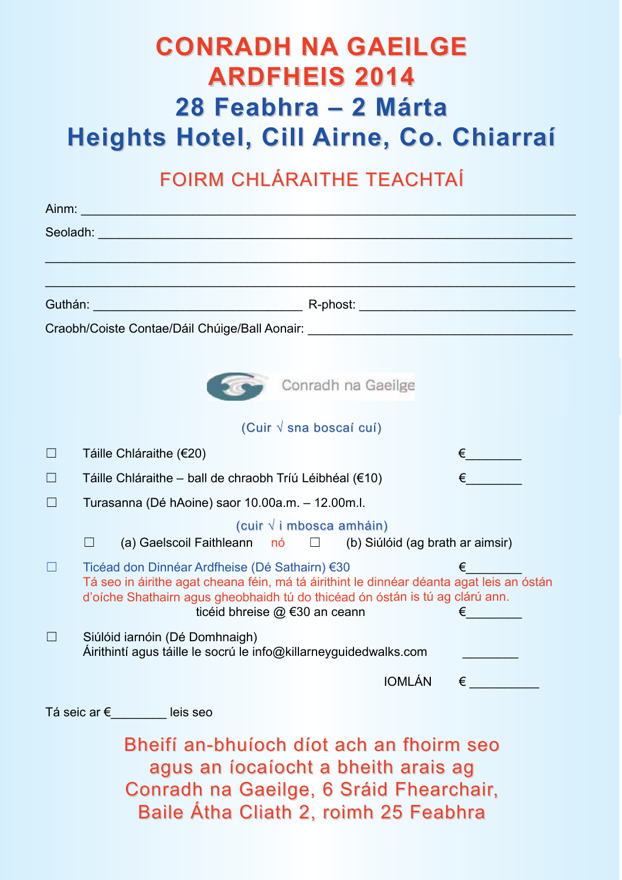# CONRADH NA GAEILGE ARDFHEIS 2014

## 28 Feabhra – 2 Márta

## Heights Hotel, Cill Airne, Co. Chiarraí

### FOIRM CHLÁRAITHE TEACHTAÍ

Ainm: ______________________________________________________________________

Seoladh: ____________________________________________________________________

_____________________________________________________________________________

_____________________________________________________________________________

Guthán: ______________________________ R-phost: ______________________________

Craobh/Coiste Contae/Dáil Chúige/Ball Aonair: ______________________________________

Conradh na Gaeilge

(Cuir √ sna boscaí cuí)

☐ Táille Chláraithe (€20) €________

☐ Táille Chláraithe – ball de chraobh Tríú Léibhéal (€10) €________

☐ Turasanna (Dé hAoine) saor 10.00a.m. – 12.00m.l.

(cuir √ i mbosca amháin)

☐ (a) Gaelscoil Faithleann nó ☐ (b) Siúlóid (ag brath ar aimsir)

☐ Ticéad don Dinnéar Ardfheise (Dé Sathairn) €30 €________

Tá seo in áirithe agat cheana féin, má tá áirithint le dinnéar déanta agat leis an óstán d'oíche Shathairn agus gheobhaidh tú do thicéad ón óstán is tú ag cláru ann.

ticéid bhreise @ €30 an ceann €________

☐ Siúlóid iarnóin (Dé Domhnaigh)
Áirithintí agus táille le socrú le info@killarneyguidedwalks.com ________

IOMLÁN € __________

Tá seic ar €________ leis seo

**Bheifí an-bhuíoch díot ach an fhoirm seo agus an íocaíocht a bheith arais ag Conradh na Gaeilge, 6 Sráid Fhearchair, Baile Átha Cliath 2, roimh 25 Feabhra**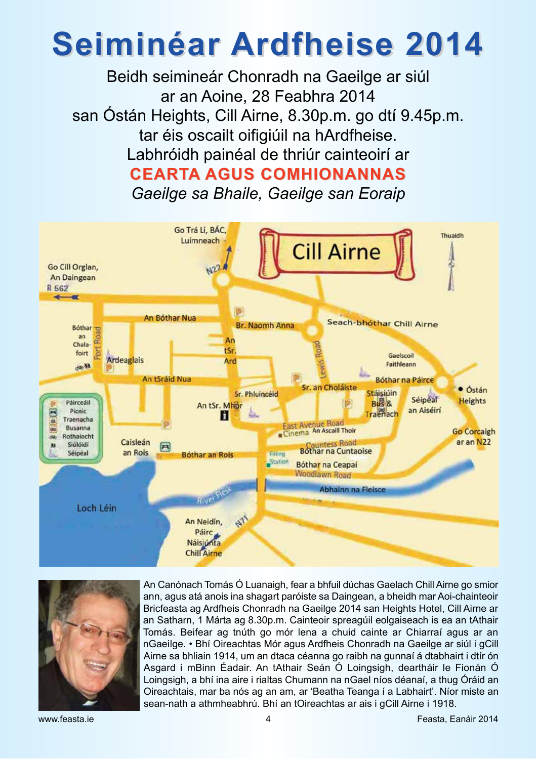# Seimineár Ardfheise 2014

Beidh seimineár Chonradh na Gaeilge ar siúl
ar an Aoine, 28 Feabhra 2014
san Óstán Heights, Cill Airne, 8.30p.m. go dtí 9.45p.m.
tar éis oscailt oifigiúil na hArdfheise.
Labhróidh painéal de thriúr cainteoirí ar

**CEARTA AGUS COMHIONANNAS**

*Gaeilge sa Bhaile, Gaeilge san Eoraip*

Cill Airne

Go Trá Lí, BÁC, Luimneach
N22
Thuaidh
Go Cill Orglan, An Daingean
R 562
An Bóthar Nua
Br. Naomh Anna
Seach-bhóthar Chill Airne
Bóthar an Chala-foirt
Port Road
Ardeaglais
An tSr. Ard
Lewis Road
Gaelscoil Faithleann
An tSráid Nua
Sr. an Choláiste
Bóthar na Páirce
Óstán Heights
Sr. Phluincéid
Stáisiún Bus & Traenach
Séipéal an Aiséirí
An tSr. Mhór
Páirceáil
Picnic
Traenacha
Busanna
Rothaíocht
Siúlóidí
Séipéal
East Avenue Road
Cinema
An Ascaill Thoir
Go Corcaigh ar an N22
Caisleán an Rois
Bóthar an Rois
Filling Station
Countess Road
Bóthar na Cuntaoise
Bóthar na Ceapaí
Woodlawn Road
Abhainn na Fleisce
River Flesk
Loch Léin
An Neidín, Páirc Náisiúnta Chill Airne
N71

An Canónach Tomás Ó Luanaigh, fear a bhfuil dúchas Gaelach Chill Airne go smior ann, agus atá anois ina shagart paróiste sa Daingean, a bheidh mar Aoi-chainteoir Bricfeasta ag Ardfheis Chonradh na Gaeilge 2014 san Heights Hotel, Cill Airne ar an Satharn, 1 Márta ag 8.30p.m. Cainteoir spreagúil eolgaiseach is ea an tAthair Tomás. Beifear ag tnúth go mór lena chuid cainte ar Chiarraí agus ar an nGaeilge. • Bhí Oireachtas Mór agus Ardfheis Chonradh na Gaeilge ar siúl i gCill Airne sa bhliain 1914, um an dtaca céanna go raibh na gunnaí á dtabhairt i dtír ón Asgard i mBinn Éadair. An tAthair Seán Ó Loingsigh, deartháir le Fionán Ó Loingsigh, a bhí ina aire i rialtas Chumann na nGael níos déanaí, a thug Óráid an Oireachtais, mar ba nós ag an am, ar 'Beatha Teanga í a Labhairt'. Níor miste an sean-nath a athmheabhrú. Bhí an tOireachtas ar ais i gCill Airne i 1918.